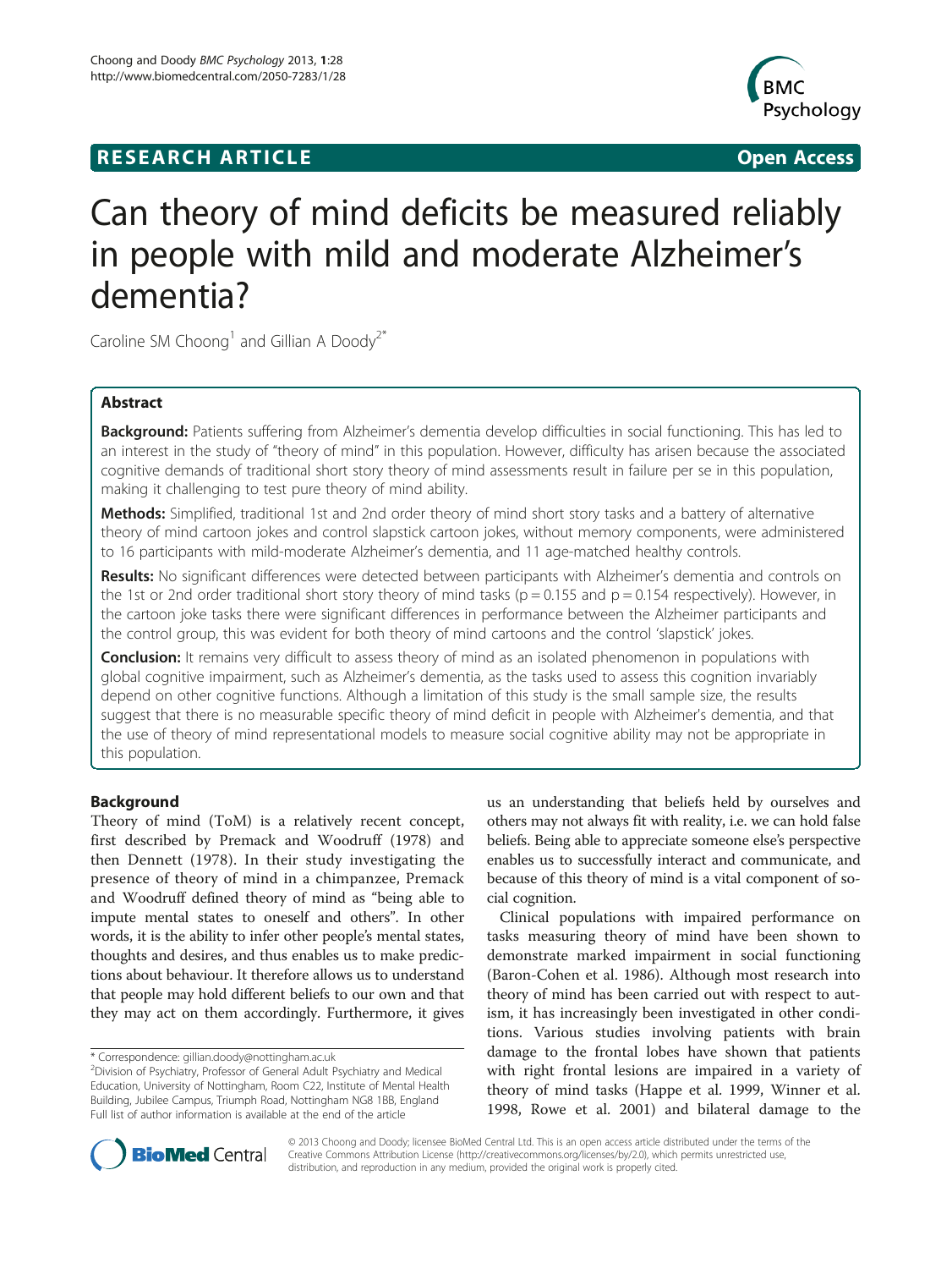**RESEARCH ARTICLE** **Open Access**

# Can theory of mind deficits be measured reliably in people with mild and moderate Alzheimer's dementia?

Caroline SM Choong[1] and Gillian A Doody[2*]

## Abstract

**Background:** Patients suffering from Alzheimer's dementia develop difficulties in social functioning. This has led to an interest in the study of "theory of mind" in this population. However, difficulty has arisen because the associated cognitive demands of traditional short story theory of mind assessments result in failure per se in this population, making it challenging to test pure theory of mind ability.

**Methods:** Simplified, traditional 1st and 2nd order theory of mind short story tasks and a battery of alternative theory of mind cartoon jokes and control slapstick cartoon jokes, without memory components, were administered to 16 participants with mild-moderate Alzheimer's dementia, and 11 age-matched healthy controls.

**Results:** No significant differences were detected between participants with Alzheimer's dementia and controls on the 1st or 2nd order traditional short story theory of mind tasks ($p = 0.155$ and $p = 0.154$ respectively). However, in the cartoon joke tasks there were significant differences in performance between the Alzheimer participants and the control group, this was evident for both theory of mind cartoons and the control 'slapstick' jokes.

**Conclusion:** It remains very difficult to assess theory of mind as an isolated phenomenon in populations with global cognitive impairment, such as Alzheimer's dementia, as the tasks used to assess this cognition invariably depend on other cognitive functions. Although a limitation of this study is the small sample size, the results suggest that there is no measurable specific theory of mind deficit in people with Alzheimer's dementia, and that the use of theory of mind representational models to measure social cognitive ability may not be appropriate in this population.

## Background

Theory of mind (ToM) is a relatively recent concept, first described by Premack and Woodruff (1978) and then Dennett (1978). In their study investigating the presence of theory of mind in a chimpanzee, Premack and Woodruff defined theory of mind as "being able to impute mental states to oneself and others". In other words, it is the ability to infer other people's mental states, thoughts and desires, and thus enables us to make predictions about behaviour. It therefore allows us to understand that people may hold different beliefs to our own and that they may act on them accordingly. Furthermore, it gives us an understanding that beliefs held by ourselves and others may not always fit with reality, i.e. we can hold false beliefs. Being able to appreciate someone else's perspective enables us to successfully interact and communicate, and because of this theory of mind is a vital component of social cognition.

Clinical populations with impaired performance on tasks measuring theory of mind have been shown to demonstrate marked impairment in social functioning (Baron-Cohen et al. 1986). Although most research into theory of mind has been carried out with respect to autism, it has increasingly been investigated in other conditions. Various studies involving patients with brain damage to the frontal lobes have shown that patients with right frontal lesions are impaired in a variety of theory of mind tasks (Happe et al. 1999, Winner et al. 1998, Rowe et al. 2001) and bilateral damage to the

\* Correspondence: gillian.doody@nottingham.ac.uk
[2]Division of Psychiatry, Professor of General Adult Psychiatry and Medical Education, University of Nottingham, Room C22, Institute of Mental Health Building, Jubilee Campus, Triumph Road, Nottingham NG8 1BB, England
Full list of author information is available at the end of the article

© 2013 Choong and Doody; licensee BioMed Central Ltd. This is an open access article distributed under the terms of the Creative Commons Attribution License (http://creativecommons.org/licenses/by/2.0), which permits unrestricted use, distribution, and reproduction in any medium, provided the original work is properly cited.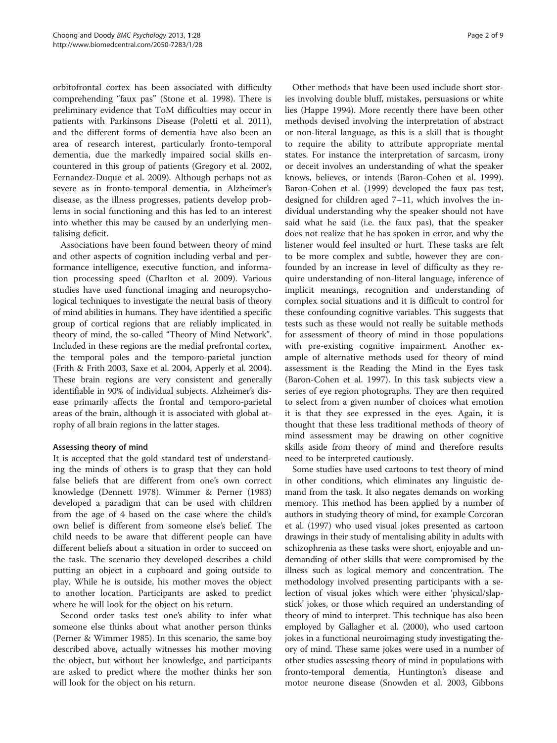orbitofrontal cortex has been associated with difficulty comprehending "faux pas" (Stone et al. 1998). There is preliminary evidence that ToM difficulties may occur in patients with Parkinsons Disease (Poletti et al. 2011), and the different forms of dementia have also been an area of research interest, particularly fronto-temporal dementia, due the markedly impaired social skills encountered in this group of patients (Gregory et al. 2002, Fernandez-Duque et al. 2009). Although perhaps not as severe as in fronto-temporal dementia, in Alzheimer's disease, as the illness progresses, patients develop problems in social functioning and this has led to an interest into whether this may be caused by an underlying mentalising deficit.

Associations have been found between theory of mind and other aspects of cognition including verbal and performance intelligence, executive function, and information processing speed (Charlton et al. 2009). Various studies have used functional imaging and neuropsychological techniques to investigate the neural basis of theory of mind abilities in humans. They have identified a specific group of cortical regions that are reliably implicated in theory of mind, the so-called "Theory of Mind Network". Included in these regions are the medial prefrontal cortex, the temporal poles and the temporo-parietal junction (Frith & Frith 2003, Saxe et al. 2004, Apperly et al. 2004). These brain regions are very consistent and generally identifiable in 90% of individual subjects. Alzheimer's disease primarily affects the frontal and temporo-parietal areas of the brain, although it is associated with global atrophy of all brain regions in the latter stages.

### Assessing theory of mind

It is accepted that the gold standard test of understanding the minds of others is to grasp that they can hold false beliefs that are different from one's own correct knowledge (Dennett 1978). Wimmer & Perner (1983) developed a paradigm that can be used with children from the age of 4 based on the case where the child's own belief is different from someone else's belief. The child needs to be aware that different people can have different beliefs about a situation in order to succeed on the task. The scenario they developed describes a child putting an object in a cupboard and going outside to play. While he is outside, his mother moves the object to another location. Participants are asked to predict where he will look for the object on his return.

Second order tasks test one's ability to infer what someone else thinks about what another person thinks (Perner & Wimmer 1985). In this scenario, the same boy described above, actually witnesses his mother moving the object, but without her knowledge, and participants are asked to predict where the mother thinks her son will look for the object on his return.

Other methods that have been used include short stories involving double bluff, mistakes, persuasions or white lies (Happe 1994). More recently there have been other methods devised involving the interpretation of abstract or non-literal language, as this is a skill that is thought to require the ability to attribute appropriate mental states. For instance the interpretation of sarcasm, irony or deceit involves an understanding of what the speaker knows, believes, or intends (Baron-Cohen et al. 1999). Baron-Cohen et al. (1999) developed the faux pas test, designed for children aged 7–11, which involves the individual understanding why the speaker should not have said what he said (i.e. the faux pas), that the speaker does not realize that he has spoken in error, and why the listener would feel insulted or hurt. These tasks are felt to be more complex and subtle, however they are confounded by an increase in level of difficulty as they require understanding of non-literal language, inference of implicit meanings, recognition and understanding of complex social situations and it is difficult to control for these confounding cognitive variables. This suggests that tests such as these would not really be suitable methods for assessment of theory of mind in those populations with pre-existing cognitive impairment. Another example of alternative methods used for theory of mind assessment is the Reading the Mind in the Eyes task (Baron-Cohen et al. 1997). In this task subjects view a series of eye region photographs. They are then required to select from a given number of choices what emotion it is that they see expressed in the eyes. Again, it is thought that these less traditional methods of theory of mind assessment may be drawing on other cognitive skills aside from theory of mind and therefore results need to be interpreted cautiously.

Some studies have used cartoons to test theory of mind in other conditions, which eliminates any linguistic demand from the task. It also negates demands on working memory. This method has been applied by a number of authors in studying theory of mind, for example Corcoran et al. (1997) who used visual jokes presented as cartoon drawings in their study of mentalising ability in adults with schizophrenia as these tasks were short, enjoyable and undemanding of other skills that were compromised by the illness such as logical memory and concentration. The methodology involved presenting participants with a selection of visual jokes which were either 'physical/slapstick' jokes, or those which required an understanding of theory of mind to interpret. This technique has also been employed by Gallagher et al. (2000), who used cartoon jokes in a functional neuroimaging study investigating theory of mind. These same jokes were used in a number of other studies assessing theory of mind in populations with fronto-temporal dementia, Huntington's disease and motor neurone disease (Snowden et al. 2003, Gibbons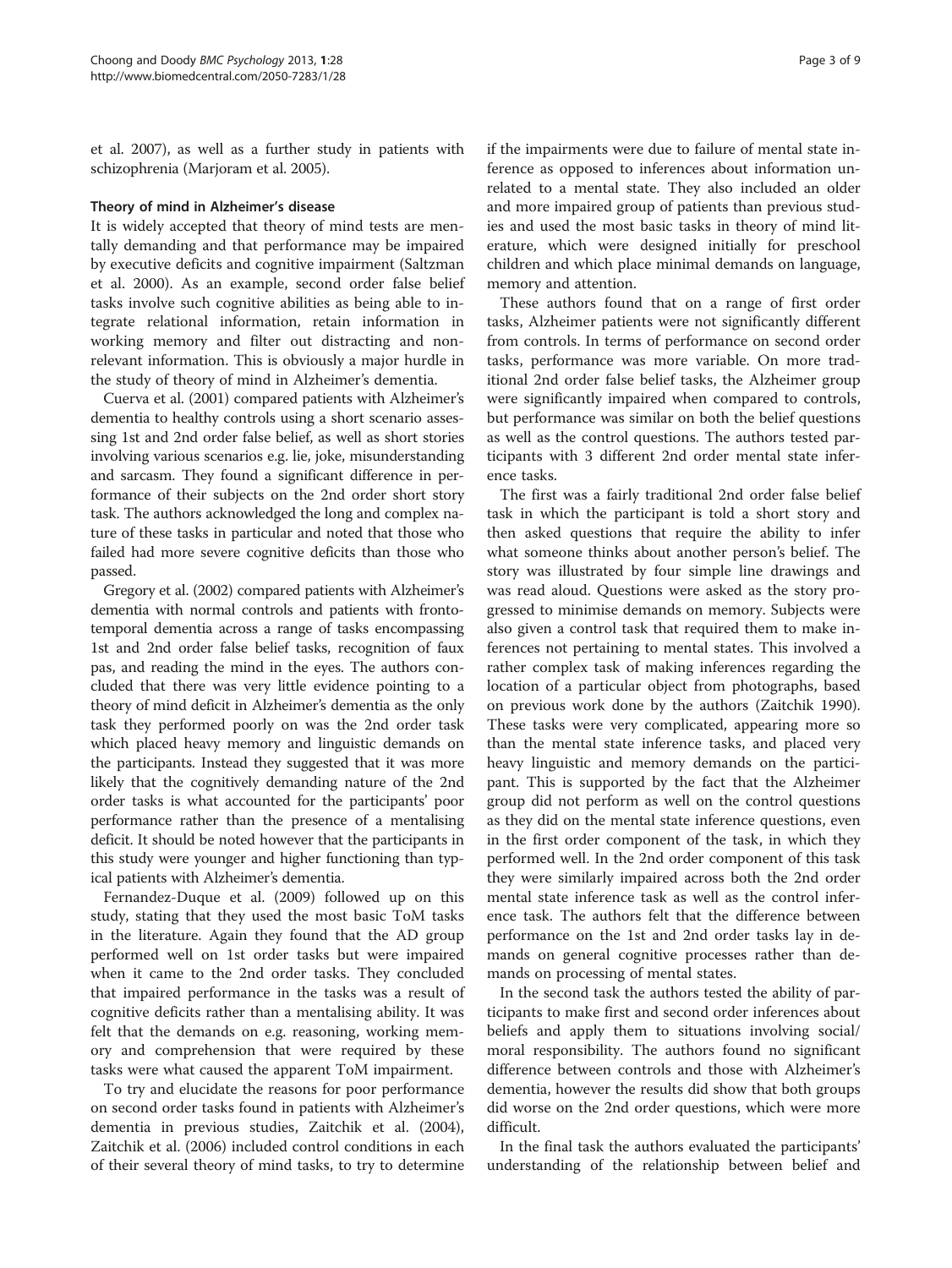et al. 2007), as well as a further study in patients with schizophrenia (Marjoram et al. 2005).

### Theory of mind in Alzheimer's disease

It is widely accepted that theory of mind tests are mentally demanding and that performance may be impaired by executive deficits and cognitive impairment (Saltzman et al. 2000). As an example, second order false belief tasks involve such cognitive abilities as being able to integrate relational information, retain information in working memory and filter out distracting and non-relevant information. This is obviously a major hurdle in the study of theory of mind in Alzheimer's dementia.

Cuerva et al. (2001) compared patients with Alzheimer's dementia to healthy controls using a short scenario assessing 1st and 2nd order false belief, as well as short stories involving various scenarios e.g. lie, joke, misunderstanding and sarcasm. They found a significant difference in performance of their subjects on the 2nd order short story task. The authors acknowledged the long and complex nature of these tasks in particular and noted that those who failed had more severe cognitive deficits than those who passed.

Gregory et al. (2002) compared patients with Alzheimer's dementia with normal controls and patients with frontotemporal dementia across a range of tasks encompassing 1st and 2nd order false belief tasks, recognition of faux pas, and reading the mind in the eyes. The authors concluded that there was very little evidence pointing to a theory of mind deficit in Alzheimer's dementia as the only task they performed poorly on was the 2nd order task which placed heavy memory and linguistic demands on the participants. Instead they suggested that it was more likely that the cognitively demanding nature of the 2nd order tasks is what accounted for the participants' poor performance rather than the presence of a mentalising deficit. It should be noted however that the participants in this study were younger and higher functioning than typical patients with Alzheimer's dementia.

Fernandez-Duque et al. (2009) followed up on this study, stating that they used the most basic ToM tasks in the literature. Again they found that the AD group performed well on 1st order tasks but were impaired when it came to the 2nd order tasks. They concluded that impaired performance in the tasks was a result of cognitive deficits rather than a mentalising ability. It was felt that the demands on e.g. reasoning, working memory and comprehension that were required by these tasks were what caused the apparent ToM impairment.

To try and elucidate the reasons for poor performance on second order tasks found in patients with Alzheimer's dementia in previous studies, Zaitchik et al. (2004), Zaitchik et al. (2006) included control conditions in each of their several theory of mind tasks, to try to determine if the impairments were due to failure of mental state inference as opposed to inferences about information unrelated to a mental state. They also included an older and more impaired group of patients than previous studies and used the most basic tasks in theory of mind literature, which were designed initially for preschool children and which place minimal demands on language, memory and attention.

These authors found that on a range of first order tasks, Alzheimer patients were not significantly different from controls. In terms of performance on second order tasks, performance was more variable. On more traditional 2nd order false belief tasks, the Alzheimer group were significantly impaired when compared to controls, but performance was similar on both the belief questions as well as the control questions. The authors tested participants with 3 different 2nd order mental state inference tasks.

The first was a fairly traditional 2nd order false belief task in which the participant is told a short story and then asked questions that require the ability to infer what someone thinks about another person's belief. The story was illustrated by four simple line drawings and was read aloud. Questions were asked as the story progressed to minimise demands on memory. Subjects were also given a control task that required them to make inferences not pertaining to mental states. This involved a rather complex task of making inferences regarding the location of a particular object from photographs, based on previous work done by the authors (Zaitchik 1990). These tasks were very complicated, appearing more so than the mental state inference tasks, and placed very heavy linguistic and memory demands on the participant. This is supported by the fact that the Alzheimer group did not perform as well on the control questions as they did on the mental state inference questions, even in the first order component of the task, in which they performed well. In the 2nd order component of this task they were similarly impaired across both the 2nd order mental state inference task as well as the control inference task. The authors felt that the difference between performance on the 1st and 2nd order tasks lay in demands on general cognitive processes rather than demands on processing of mental states.

In the second task the authors tested the ability of participants to make first and second order inferences about beliefs and apply them to situations involving social/moral responsibility. The authors found no significant difference between controls and those with Alzheimer's dementia, however the results did show that both groups did worse on the 2nd order questions, which were more difficult.

In the final task the authors evaluated the participants' understanding of the relationship between belief and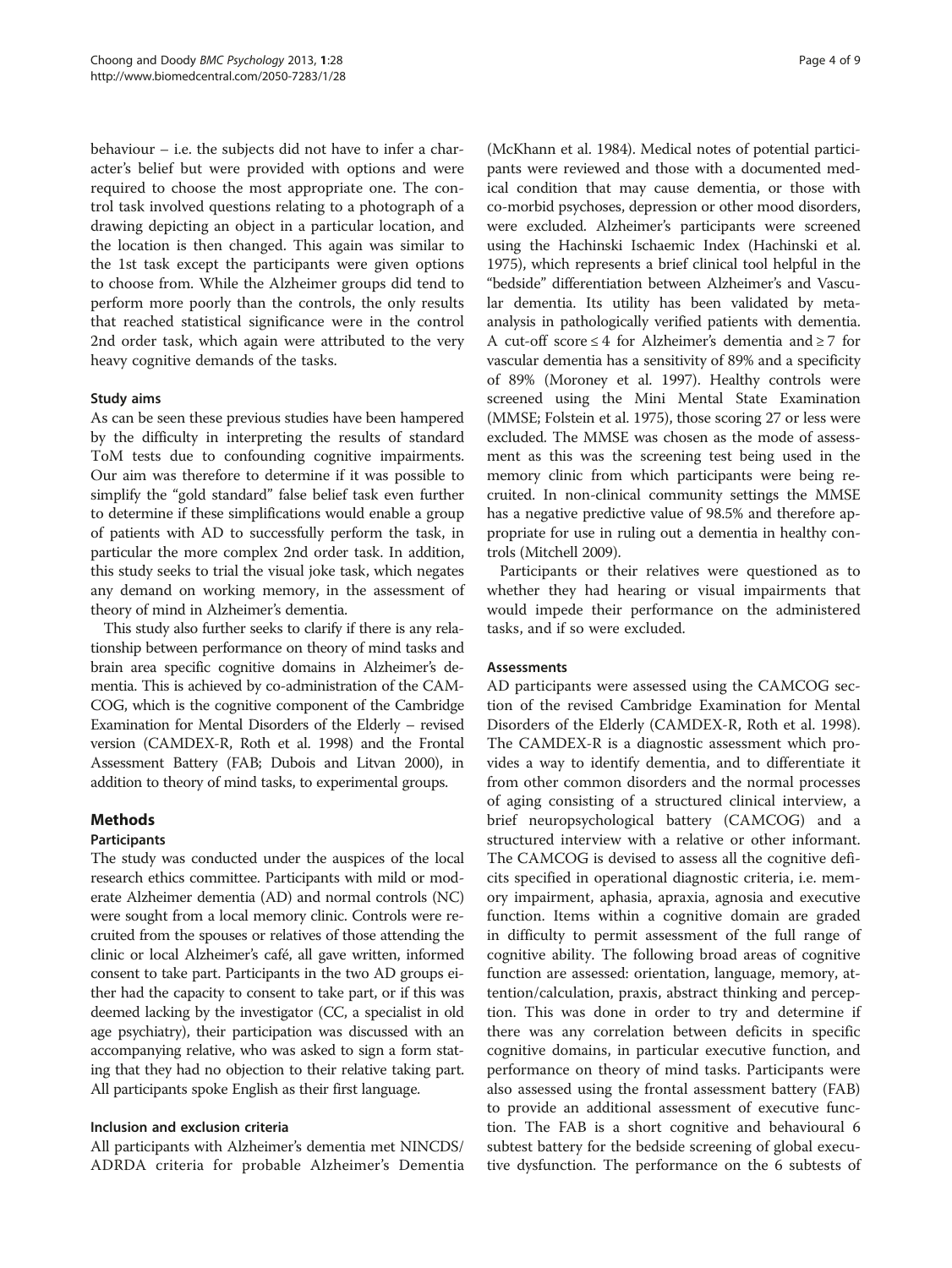behaviour – i.e. the subjects did not have to infer a character's belief but were provided with options and were required to choose the most appropriate one. The control task involved questions relating to a photograph of a drawing depicting an object in a particular location, and the location is then changed. This again was similar to the 1st task except the participants were given options to choose from. While the Alzheimer groups did tend to perform more poorly than the controls, the only results that reached statistical significance were in the control 2nd order task, which again were attributed to the very heavy cognitive demands of the tasks.

### Study aims

As can be seen these previous studies have been hampered by the difficulty in interpreting the results of standard ToM tests due to confounding cognitive impairments. Our aim was therefore to determine if it was possible to simplify the "gold standard" false belief task even further to determine if these simplifications would enable a group of patients with AD to successfully perform the task, in particular the more complex 2nd order task. In addition, this study seeks to trial the visual joke task, which negates any demand on working memory, in the assessment of theory of mind in Alzheimer's dementia.

This study also further seeks to clarify if there is any relationship between performance on theory of mind tasks and brain area specific cognitive domains in Alzheimer's dementia. This is achieved by co-administration of the CAMCOG, which is the cognitive component of the Cambridge Examination for Mental Disorders of the Elderly – revised version (CAMDEX-R, Roth et al. 1998) and the Frontal Assessment Battery (FAB; Dubois and Litvan 2000), in addition to theory of mind tasks, to experimental groups.

## Methods

### Participants

The study was conducted under the auspices of the local research ethics committee. Participants with mild or moderate Alzheimer dementia (AD) and normal controls (NC) were sought from a local memory clinic. Controls were recruited from the spouses or relatives of those attending the clinic or local Alzheimer's café, all gave written, informed consent to take part. Participants in the two AD groups either had the capacity to consent to take part, or if this was deemed lacking by the investigator (CC, a specialist in old age psychiatry), their participation was discussed with an accompanying relative, who was asked to sign a form stating that they had no objection to their relative taking part. All participants spoke English as their first language.

### Inclusion and exclusion criteria

All participants with Alzheimer's dementia met NINCDS/ADRDA criteria for probable Alzheimer's Dementia (McKhann et al. 1984). Medical notes of potential participants were reviewed and those with a documented medical condition that may cause dementia, or those with co-morbid psychoses, depression or other mood disorders, were excluded. Alzheimer's participants were screened using the Hachinski Ischaemic Index (Hachinski et al. 1975), which represents a brief clinical tool helpful in the "bedside" differentiation between Alzheimer's and Vascular dementia. Its utility has been validated by meta-analysis in pathologically verified patients with dementia. A cut-off score ≤ 4 for Alzheimer's dementia and ≥ 7 for vascular dementia has a sensitivity of 89% and a specificity of 89% (Moroney et al. 1997). Healthy controls were screened using the Mini Mental State Examination (MMSE; Folstein et al. 1975), those scoring 27 or less were excluded. The MMSE was chosen as the mode of assessment as this was the screening test being used in the memory clinic from which participants were being recruited. In non-clinical community settings the MMSE has a negative predictive value of 98.5% and therefore appropriate for use in ruling out a dementia in healthy controls (Mitchell 2009).

Participants or their relatives were questioned as to whether they had hearing or visual impairments that would impede their performance on the administered tasks, and if so were excluded.

### Assessments

AD participants were assessed using the CAMCOG section of the revised Cambridge Examination for Mental Disorders of the Elderly (CAMDEX-R, Roth et al. 1998). The CAMDEX-R is a diagnostic assessment which provides a way to identify dementia, and to differentiate it from other common disorders and the normal processes of aging consisting of a structured clinical interview, a brief neuropsychological battery (CAMCOG) and a structured interview with a relative or other informant. The CAMCOG is devised to assess all the cognitive deficits specified in operational diagnostic criteria, i.e. memory impairment, aphasia, apraxia, agnosia and executive function. Items within a cognitive domain are graded in difficulty to permit assessment of the full range of cognitive ability. The following broad areas of cognitive function are assessed: orientation, language, memory, attention/calculation, praxis, abstract thinking and perception. This was done in order to try and determine if there was any correlation between deficits in specific cognitive domains, in particular executive function, and performance on theory of mind tasks. Participants were also assessed using the frontal assessment battery (FAB) to provide an additional assessment of executive function. The FAB is a short cognitive and behavioural 6 subtest battery for the bedside screening of global executive dysfunction. The performance on the 6 subtests of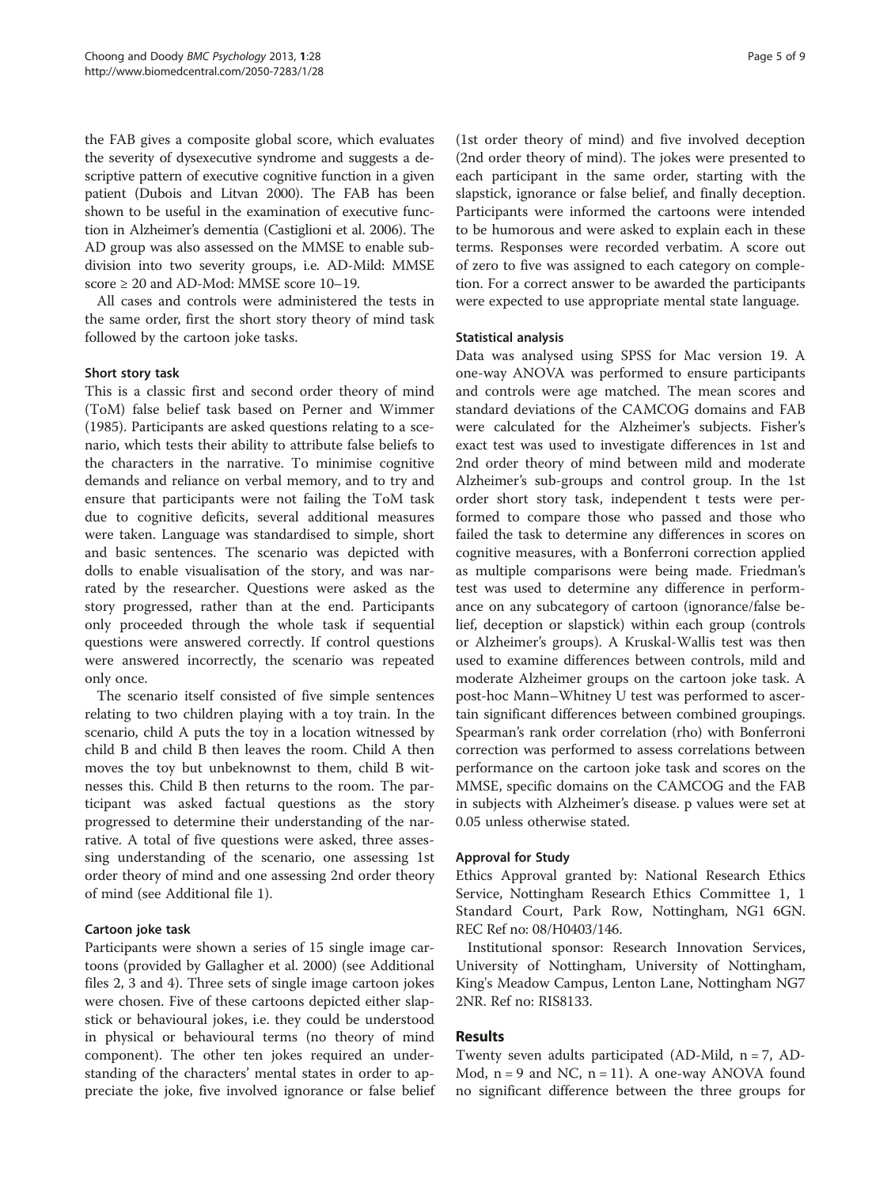the FAB gives a composite global score, which evaluates the severity of dysexecutive syndrome and suggests a descriptive pattern of executive cognitive function in a given patient (Dubois and Litvan 2000). The FAB has been shown to be useful in the examination of executive function in Alzheimer's dementia (Castiglioni et al. 2006). The AD group was also assessed on the MMSE to enable subdivision into two severity groups, i.e. AD-Mild: MMSE score ≥ 20 and AD-Mod: MMSE score 10–19.

All cases and controls were administered the tests in the same order, first the short story theory of mind task followed by the cartoon joke tasks.

#### Short story task

This is a classic first and second order theory of mind (ToM) false belief task based on Perner and Wimmer (1985). Participants are asked questions relating to a scenario, which tests their ability to attribute false beliefs to the characters in the narrative. To minimise cognitive demands and reliance on verbal memory, and to try and ensure that participants were not failing the ToM task due to cognitive deficits, several additional measures were taken. Language was standardised to simple, short and basic sentences. The scenario was depicted with dolls to enable visualisation of the story, and was narrated by the researcher. Questions were asked as the story progressed, rather than at the end. Participants only proceeded through the whole task if sequential questions were answered correctly. If control questions were answered incorrectly, the scenario was repeated only once.

The scenario itself consisted of five simple sentences relating to two children playing with a toy train. In the scenario, child A puts the toy in a location witnessed by child B and child B then leaves the room. Child A then moves the toy but unbeknownst to them, child B witnesses this. Child B then returns to the room. The participant was asked factual questions as the story progressed to determine their understanding of the narrative. A total of five questions were asked, three assessing understanding of the scenario, one assessing 1st order theory of mind and one assessing 2nd order theory of mind (see Additional file 1).

#### Cartoon joke task

Participants were shown a series of 15 single image cartoons (provided by Gallagher et al. 2000) (see Additional files 2, 3 and 4). Three sets of single image cartoon jokes were chosen. Five of these cartoons depicted either slapstick or behavioural jokes, i.e. they could be understood in physical or behavioural terms (no theory of mind component). The other ten jokes required an understanding of the characters' mental states in order to appreciate the joke, five involved ignorance or false belief (1st order theory of mind) and five involved deception (2nd order theory of mind). The jokes were presented to each participant in the same order, starting with the slapstick, ignorance or false belief, and finally deception. Participants were informed the cartoons were intended to be humorous and were asked to explain each in these terms. Responses were recorded verbatim. A score out of zero to five was assigned to each category on completion. For a correct answer to be awarded the participants were expected to use appropriate mental state language.

#### Statistical analysis

Data was analysed using SPSS for Mac version 19. A one-way ANOVA was performed to ensure participants and controls were age matched. The mean scores and standard deviations of the CAMCOG domains and FAB were calculated for the Alzheimer's subjects. Fisher's exact test was used to investigate differences in 1st and 2nd order theory of mind between mild and moderate Alzheimer's sub-groups and control group. In the 1st order short story task, independent t tests were performed to compare those who passed and those who failed the task to determine any differences in scores on cognitive measures, with a Bonferroni correction applied as multiple comparisons were being made. Friedman's test was used to determine any difference in performance on any subcategory of cartoon (ignorance/false belief, deception or slapstick) within each group (controls or Alzheimer's groups). A Kruskal-Wallis test was then used to examine differences between controls, mild and moderate Alzheimer groups on the cartoon joke task. A post-hoc Mann–Whitney U test was performed to ascertain significant differences between combined groupings. Spearman's rank order correlation (rho) with Bonferroni correction was performed to assess correlations between performance on the cartoon joke task and scores on the MMSE, specific domains on the CAMCOG and the FAB in subjects with Alzheimer's disease. p values were set at 0.05 unless otherwise stated.

#### Approval for Study

Ethics Approval granted by: National Research Ethics Service, Nottingham Research Ethics Committee 1, 1 Standard Court, Park Row, Nottingham, NG1 6GN. REC Ref no: 08/H0403/146.

Institutional sponsor: Research Innovation Services, University of Nottingham, University of Nottingham, King's Meadow Campus, Lenton Lane, Nottingham NG7 2NR. Ref no: RIS8133.

## Results

Twenty seven adults participated (AD-Mild, n = 7, AD-Mod, n = 9 and NC, n = 11). A one-way ANOVA found no significant difference between the three groups for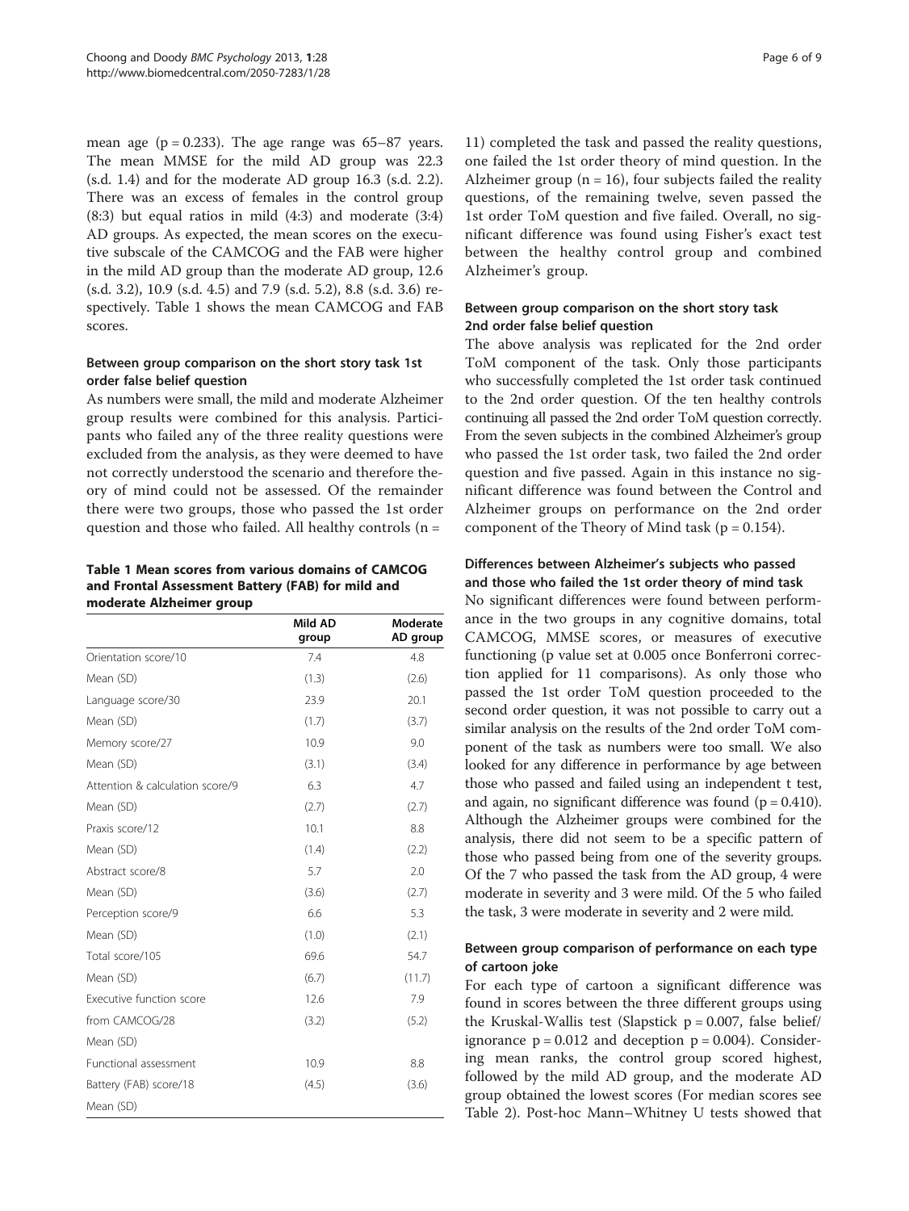mean age (p = 0.233). The age range was 65–87 years. The mean MMSE for the mild AD group was 22.3 (s.d. 1.4) and for the moderate AD group 16.3 (s.d. 2.2). There was an excess of females in the control group (8:3) but equal ratios in mild (4:3) and moderate (3:4) AD groups. As expected, the mean scores on the executive subscale of the CAMCOG and the FAB were higher in the mild AD group than the moderate AD group, 12.6 (s.d. 3.2), 10.9 (s.d. 4.5) and 7.9 (s.d. 5.2), 8.8 (s.d. 3.6) respectively. Table 1 shows the mean CAMCOG and FAB scores.

### Between group comparison on the short story task 1st order false belief question

As numbers were small, the mild and moderate Alzheimer group results were combined for this analysis. Participants who failed any of the three reality questions were excluded from the analysis, as they were deemed to have not correctly understood the scenario and therefore theory of mind could not be assessed. Of the remainder there were two groups, those who passed the 1st order question and those who failed. All healthy controls (n = 11) completed the task and passed the reality questions, one failed the 1st order theory of mind question. In the Alzheimer group (n = 16), four subjects failed the reality questions, of the remaining twelve, seven passed the 1st order ToM question and five failed. Overall, no significant difference was found using Fisher's exact test between the healthy control group and combined Alzheimer's group.

**Table 1 Mean scores from various domains of CAMCOG and Frontal Assessment Battery (FAB) for mild and moderate Alzheimer group**

| | Mild AD group | Moderate AD group |
|---|---|---|
| Orientation score/10 | 7.4 | 4.8 |
| Mean (SD) | (1.3) | (2.6) |
| Language score/30 | 23.9 | 20.1 |
| Mean (SD) | (1.7) | (3.7) |
| Memory score/27 | 10.9 | 9.0 |
| Mean (SD) | (3.1) | (3.4) |
| Attention & calculation score/9 | 6.3 | 4.7 |
| Mean (SD) | (2.7) | (2.7) |
| Praxis score/12 | 10.1 | 8.8 |
| Mean (SD) | (1.4) | (2.2) |
| Abstract score/8 | 5.7 | 2.0 |
| Mean (SD) | (3.6) | (2.7) |
| Perception score/9 | 6.6 | 5.3 |
| Mean (SD) | (1.0) | (2.1) |
| Total score/105 | 69.6 | 54.7 |
| Mean (SD) | (6.7) | (11.7) |
| Executive function score from CAMCOG/28 | 12.6 | 7.9 |
| Mean (SD) | (3.2) | (5.2) |
| Functional assessment Battery (FAB) score/18 | 10.9 | 8.8 |
| Mean (SD) | (4.5) | (3.6) |

### Between group comparison on the short story task 2nd order false belief question

The above analysis was replicated for the 2nd order ToM component of the task. Only those participants who successfully completed the 1st order task continued to the 2nd order question. Of the ten healthy controls continuing all passed the 2nd order ToM question correctly. From the seven subjects in the combined Alzheimer's group who passed the 1st order task, two failed the 2nd order question and five passed. Again in this instance no significant difference was found between the Control and Alzheimer groups on performance on the 2nd order component of the Theory of Mind task (p = 0.154).

### Differences between Alzheimer's subjects who passed and those who failed the 1st order theory of mind task

No significant differences were found between performance in the two groups in any cognitive domains, total CAMCOG, MMSE scores, or measures of executive functioning (p value set at 0.005 once Bonferroni correction applied for 11 comparisons). As only those who passed the 1st order ToM question proceeded to the second order question, it was not possible to carry out a similar analysis on the results of the 2nd order ToM component of the task as numbers were too small. We also looked for any difference in performance by age between those who passed and failed using an independent t test, and again, no significant difference was found (p = 0.410). Although the Alzheimer groups were combined for the analysis, there did not seem to be a specific pattern of those who passed being from one of the severity groups. Of the 7 who passed the task from the AD group, 4 were moderate in severity and 3 were mild. Of the 5 who failed the task, 3 were moderate in severity and 2 were mild.

### Between group comparison of performance on each type of cartoon joke

For each type of cartoon a significant difference was found in scores between the three different groups using the Kruskal-Wallis test (Slapstick p = 0.007, false belief/ignorance p = 0.012 and deception p = 0.004). Considering mean ranks, the control group scored highest, followed by the mild AD group, and the moderate AD group obtained the lowest scores (For median scores see Table 2). Post-hoc Mann–Whitney U tests showed that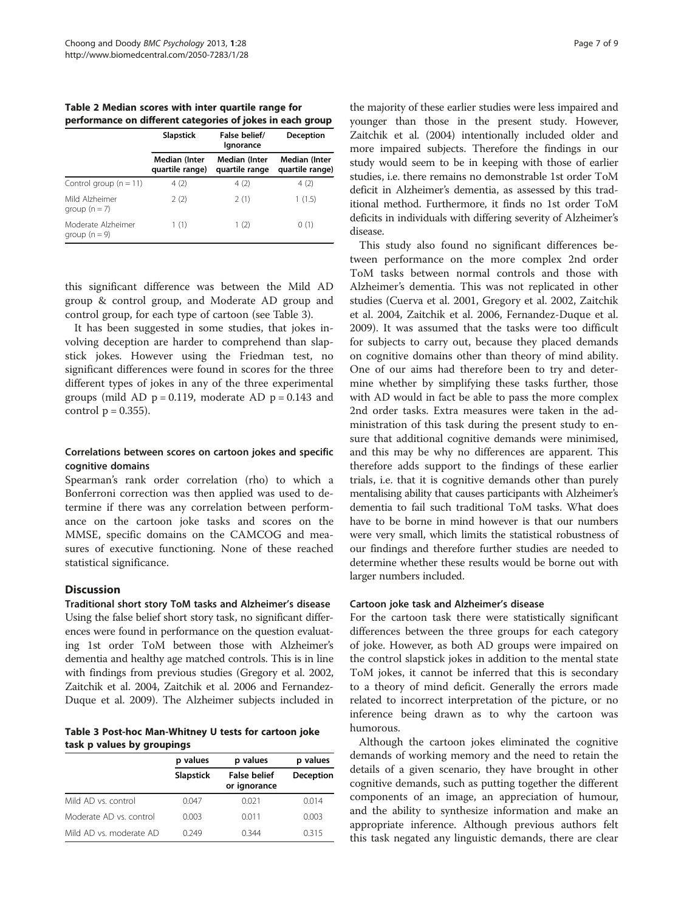**Table 2 Median scores with inter quartile range for performance on different categories of jokes in each group**

| | Slapstick | False belief/ Ignorance | Deception |
|---|---|---|---|
| | Median (Inter quartile range) | Median (Inter quartile range | Median (Inter quartile range) |
| Control group (n = 11) | 4 (2) | 4 (2) | 4 (2) |
| Mild Alzheimer group (n = 7) | 2 (2) | 2 (1) | 1 (1.5) |
| Moderate Alzheimer group (n = 9) | 1 (1) | 1 (2) | 0 (1) |

this significant difference was between the Mild AD group & control group, and Moderate AD group and control group, for each type of cartoon (see Table 3).

It has been suggested in some studies, that jokes involving deception are harder to comprehend than slapstick jokes. However using the Friedman test, no significant differences were found in scores for the three different types of jokes in any of the three experimental groups (mild AD $p = 0.119$, moderate AD $p = 0.143$ and control $p = 0.355$).

### Correlations between scores on cartoon jokes and specific cognitive domains

Spearman's rank order correlation (rho) to which a Bonferroni correction was then applied was used to determine if there was any correlation between performance on the cartoon joke tasks and scores on the MMSE, specific domains on the CAMCOG and measures of executive functioning. None of these reached statistical significance.

## Discussion

### Traditional short story ToM tasks and Alzheimer's disease

Using the false belief short story task, no significant differences were found in performance on the question evaluating 1st order ToM between those with Alzheimer's dementia and healthy age matched controls. This is in line with findings from previous studies (Gregory et al. 2002, Zaitchik et al. 2004, Zaitchik et al. 2006 and Fernandez-Duque et al. 2009). The Alzheimer subjects included in the majority of these earlier studies were less impaired and younger than those in the present study. However, Zaitchik et al. (2004) intentionally included older and more impaired subjects. Therefore the findings in our study would seem to be in keeping with those of earlier studies, i.e. there remains no demonstrable 1st order ToM deficit in Alzheimer's dementia, as assessed by this traditional method. Furthermore, it finds no 1st order ToM deficits in individuals with differing severity of Alzheimer's disease.

This study also found no significant differences between performance on the more complex 2nd order ToM tasks between normal controls and those with Alzheimer's dementia. This was not replicated in other studies (Cuerva et al. 2001, Gregory et al. 2002, Zaitchik et al. 2004, Zaitchik et al. 2006, Fernandez-Duque et al. 2009). It was assumed that the tasks were too difficult for subjects to carry out, because they placed demands on cognitive domains other than theory of mind ability. One of our aims had therefore been to try and determine whether by simplifying these tasks further, those with AD would in fact be able to pass the more complex 2nd order tasks. Extra measures were taken in the administration of this task during the present study to ensure that additional cognitive demands were minimised, and this may be why no differences are apparent. This therefore adds support to the findings of these earlier trials, i.e. that it is cognitive demands other than purely mentalising ability that causes participants with Alzheimer's dementia to fail such traditional ToM tasks. What does have to be borne in mind however is that our numbers were very small, which limits the statistical robustness of our findings and therefore further studies are needed to determine whether these results would be borne out with larger numbers included.

**Table 3 Post-hoc Man-Whitney U tests for cartoon joke task p values by groupings**

| | p values | p values | p values |
|---|---|---|---|
| | Slapstick | False belief or ignorance | Deception |
| Mild AD vs. control | 0.047 | 0.021 | 0.014 |
| Moderate AD vs. control | 0.003 | 0.011 | 0.003 |
| Mild AD vs. moderate AD | 0.249 | 0.344 | 0.315 |

### Cartoon joke task and Alzheimer's disease

For the cartoon task there were statistically significant differences between the three groups for each category of joke. However, as both AD groups were impaired on the control slapstick jokes in addition to the mental state ToM jokes, it cannot be inferred that this is secondary to a theory of mind deficit. Generally the errors made related to incorrect interpretation of the picture, or no inference being drawn as to why the cartoon was humorous.

Although the cartoon jokes eliminated the cognitive demands of working memory and the need to retain the details of a given scenario, they have brought in other cognitive demands, such as putting together the different components of an image, an appreciation of humour, and the ability to synthesize information and make an appropriate inference. Although previous authors felt this task negated any linguistic demands, there are clear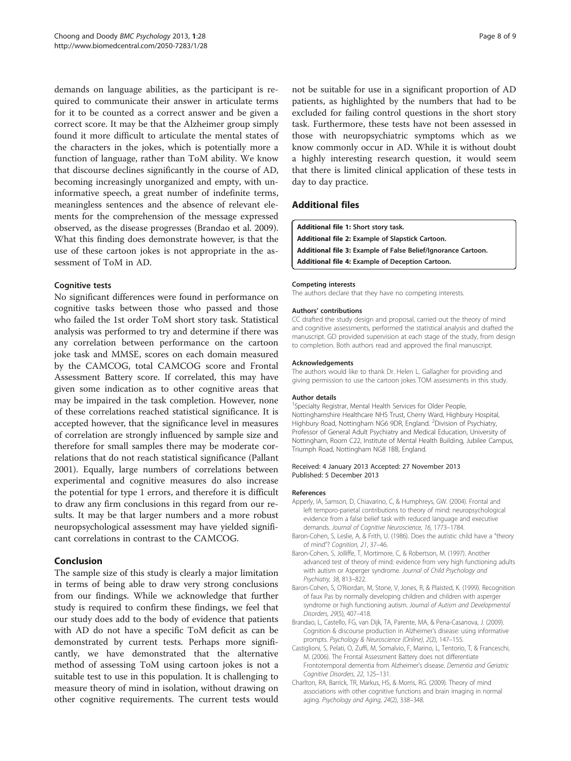demands on language abilities, as the participant is required to communicate their answer in articulate terms for it to be counted as a correct answer and be given a correct score. It may be that the Alzheimer group simply found it more difficult to articulate the mental states of the characters in the jokes, which is potentially more a function of language, rather than ToM ability. We know that discourse declines significantly in the course of AD, becoming increasingly unorganized and empty, with uninformative speech, a great number of indefinite terms, meaningless sentences and the absence of relevant elements for the comprehension of the message expressed observed, as the disease progresses (Brandao et al. 2009). What this finding does demonstrate however, is that the use of these cartoon jokes is not appropriate in the assessment of ToM in AD.

### Cognitive tests

No significant differences were found in performance on cognitive tasks between those who passed and those who failed the 1st order ToM short story task. Statistical analysis was performed to try and determine if there was any correlation between performance on the cartoon joke task and MMSE, scores on each domain measured by the CAMCOG, total CAMCOG score and Frontal Assessment Battery score. If correlated, this may have given some indication as to other cognitive areas that may be impaired in the task completion. However, none of these correlations reached statistical significance. It is accepted however, that the significance level in measures of correlation are strongly influenced by sample size and therefore for small samples there may be moderate correlations that do not reach statistical significance (Pallant 2001). Equally, large numbers of correlations between experimental and cognitive measures do also increase the potential for type 1 errors, and therefore it is difficult to draw any firm conclusions in this regard from our results. It may be that larger numbers and a more robust neuropsychological assessment may have yielded significant correlations in contrast to the CAMCOG.

## Conclusion

The sample size of this study is clearly a major limitation in terms of being able to draw very strong conclusions from our findings. While we acknowledge that further study is required to confirm these findings, we feel that our study does add to the body of evidence that patients with AD do not have a specific ToM deficit as can be demonstrated by current tests. Perhaps more significantly, we have demonstrated that the alternative method of assessing ToM using cartoon jokes is not a suitable test to use in this population. It is challenging to measure theory of mind in isolation, without drawing on other cognitive requirements. The current tests would not be suitable for use in a significant proportion of AD patients, as highlighted by the numbers that had to be excluded for failing control questions in the short story task. Furthermore, these tests have not been assessed in those with neuropsychiatric symptoms which as we know commonly occur in AD. While it is without doubt a highly interesting research question, it would seem that there is limited clinical application of these tests in day to day practice.

## Additional files

**Additional file 1: Short story task.**
**Additional file 2: Example of Slapstick Cartoon.**
**Additional file 3: Example of False Belief/Ignorance Cartoon.**
**Additional file 4: Example of Deception Cartoon.**

#### Competing interests

The authors declare that they have no competing interests.

#### Authors' contributions

CC drafted the study design and proposal, carried out the theory of mind and cognitive assessments, performed the statistical analysis and drafted the manuscript. GD provided supervision at each stage of the study, from design to completion. Both authors read and approved the final manuscript.

#### Acknowledgements

The authors would like to thank Dr. Helen L. Gallagher for providing and giving permission to use the cartoon jokes TOM assessments in this study.

#### Author details

[1]Specialty Registrar, Mental Health Services for Older People, Nottinghamshire Healthcare NHS Trust, Cherry Ward, Highbury Hospital, Highbury Road, Nottingham NG6 9DR, England. [2]Division of Psychiatry, Professor of General Adult Psychiatry and Medical Education, University of Nottingham, Room C22, Institute of Mental Health Building, Jubilee Campus, Triumph Road, Nottingham NG8 1BB, England.

Received: 4 January 2013 Accepted: 27 November 2013
Published: 5 December 2013

#### References

Apperly, IA, Samson, D, Chiavarino, C, & Humphreys, GW. (2004). Frontal and left temporo-parietal contributions to theory of mind: neuropsychological evidence from a false belief task with reduced language and executive demands. *Journal of Cognitive Neuroscience, 16*, 1773–1784.

Baron-Cohen, S, Leslie, A, & Frith, U. (1986). Does the autistic child have a "theory of mind"? *Cognition, 21*, 37–46.

Baron-Cohen, S, Jolliffe, T, Mortimore, C, & Robertson, M. (1997). Another advanced test of theory of mind: evidence from very high functioning adults with autism or Asperger syndrome. *Journal of Child Psychology and Psychiatry, 38*, 813–822.

Baron-Cohen, S, O'Riordan, M, Stone, V, Jones, R, & Plaisted, K. (1999). Recognition of faux Pas by normally developing children and children with asperger syndrome or high functioning autism. *Journal of Autism and Developmental Disorders, 29*(5), 407–418.

Brandao, L, Castello, FG, van Dijk, TA, Parente, MA, & Pena-Casanova, J. (2009). Cognition & discourse production in Alzheimer's disease: using informative prompts. *Psychology & Neuroscience (Online), 2*(2), 147–155.

Castiglioni, S, Pelati, O, Zuffi, M, Somalvio, F, Marino, L, Tentorio, T, & Franceschi, M. (2006). The Frontal Assessment Battery does not differentiate Frontotemporal dementia from Alzheimer's disease. *Dementia and Geriatric Cognitive Disorders, 22*, 125–131.

Charlton, RA, Barrick, TR, Markus, HS, & Morris, RG. (2009). Theory of mind associations with other cognitive functions and brain imaging in normal aging. *Psychology and Aging, 24*(2), 338–348.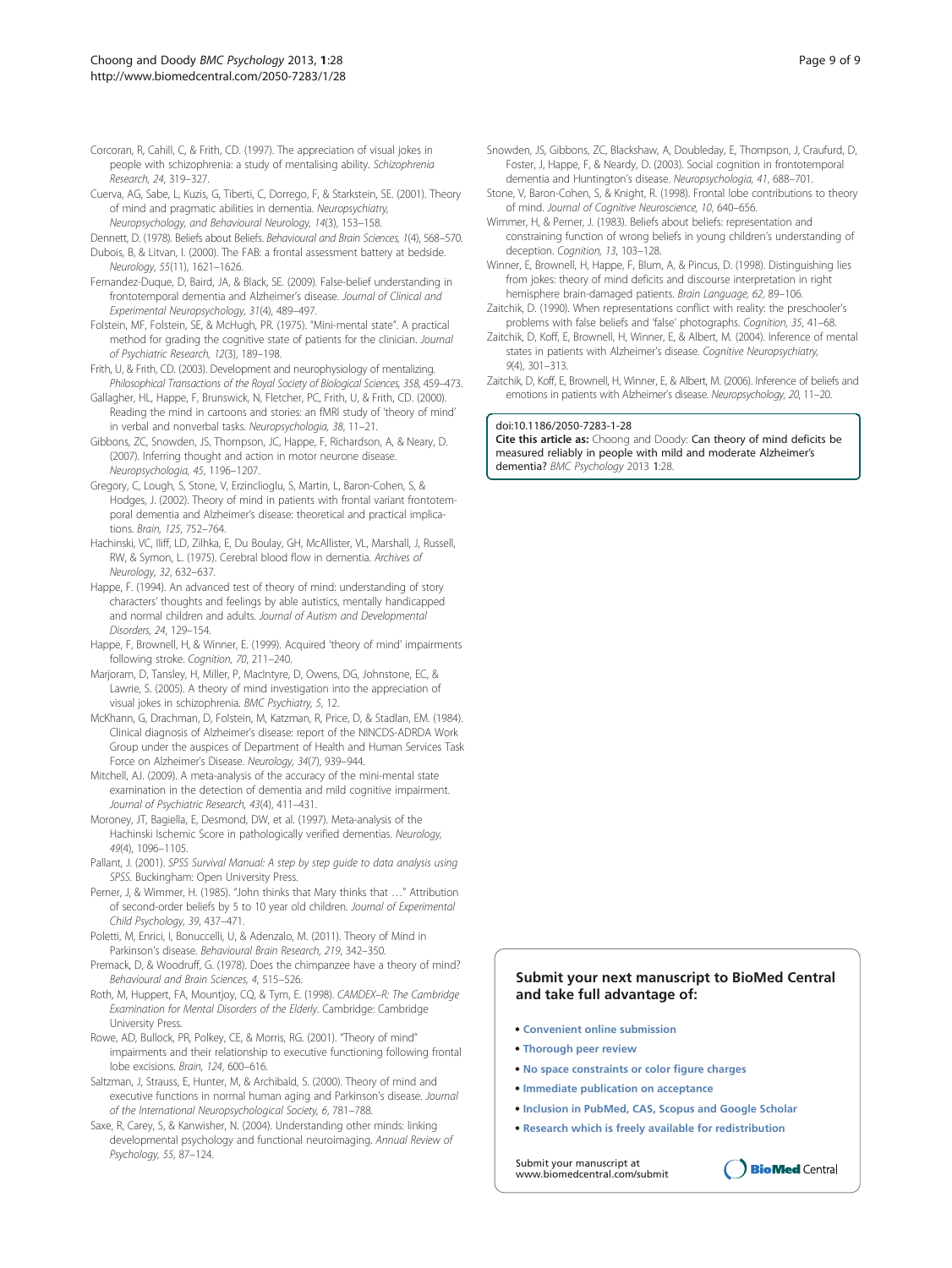Corcoran, R, Cahill, C, & Frith, CD. (1997). The appreciation of visual jokes in people with schizophrenia: a study of mentalising ability. *Schizophrenia Research, 24*, 319–327.

Cuerva, AG, Sabe, L, Kuzis, G, Tiberti, C, Dorrego, F, & Starkstein, SE. (2001). Theory of mind and pragmatic abilities in dementia. *Neuropsychiatry, Neuropsychology, and Behavioural Neurology, 14*(3), 153–158.

Dennett, D. (1978). Beliefs about Beliefs. *Behavioural and Brain Sciences, 1*(4), 568–570.

Dubois, B, & Litvan, I. (2000). The FAB: a frontal assessment battery at bedside. *Neurology, 55*(11), 1621–1626.

Fernandez-Duque, D, Baird, JA, & Black, SE. (2009). False-belief understanding in frontotemporal dementia and Alzheimer's disease. *Journal of Clinical and Experimental Neuropsychology, 31*(4), 489–497.

Folstein, MF, Folstein, SE, & McHugh, PR. (1975). "Mini-mental state". A practical method for grading the cognitive state of patients for the clinician. *Journal of Psychiatric Research, 12*(3), 189–198.

Frith, U, & Frith, CD. (2003). Development and neurophysiology of mentalizing. *Philosophical Transactions of the Royal Society of Biological Sciences, 358*, 459–473.

Gallagher, HL, Happe, F, Brunswick, N, Fletcher, PC, Frith, U, & Frith, CD. (2000). Reading the mind in cartoons and stories: an fMRI study of 'theory of mind' in verbal and nonverbal tasks. *Neuropsychologia, 38*, 11–21.

Gibbons, ZC, Snowden, JS, Thompson, JC, Happe, F, Richardson, A, & Neary, D. (2007). Inferring thought and action in motor neurone disease. *Neuropsychologia, 45*, 1196–1207.

Gregory, C, Lough, S, Stone, V, Erzinclioglu, S, Martin, L, Baron-Cohen, S, & Hodges, J. (2002). Theory of mind in patients with frontal variant frontotemporal dementia and Alzheimer's disease: theoretical and practical implications. *Brain, 125*, 752–764.

Hachinski, VC, Iliff, LD, Zilhka, E, Du Boulay, GH, McAllister, VL, Marshall, J, Russell, RW, & Symon, L. (1975). Cerebral blood flow in dementia. *Archives of Neurology, 32*, 632–637.

Happe, F. (1994). An advanced test of theory of mind: understanding of story characters' thoughts and feelings by able autistics, mentally handicapped and normal children and adults. *Journal of Autism and Developmental Disorders, 24*, 129–154.

Happe, F, Brownell, H, & Winner, E. (1999). Acquired 'theory of mind' impairments following stroke. *Cognition, 70*, 211–240.

Marjoram, D, Tansley, H, Miller, P, MacIntyre, D, Owens, DG, Johnstone, EC, & Lawrie, S. (2005). A theory of mind investigation into the appreciation of visual jokes in schizophrenia. *BMC Psychiatry, 5*, 12.

McKhann, G, Drachman, D, Folstein, M, Katzman, R, Price, D, & Stadlan, EM. (1984). Clinical diagnosis of Alzheimer's disease: report of the NINCDS-ADRDA Work Group under the auspices of Department of Health and Human Services Task Force on Alzheimer's Disease. *Neurology, 34*(7), 939–944.

Mitchell, AJ. (2009). A meta-analysis of the accuracy of the mini-mental state examination in the detection of dementia and mild cognitive impairment. *Journal of Psychiatric Research, 43*(4), 411–431.

Moroney, JT, Bagiella, E, Desmond, DW, et al. (1997). Meta-analysis of the Hachinski Ischemic Score in pathologically verified dementias. *Neurology, 49*(4), 1096–1105.

Pallant, J. (2001). *SPSS Survival Manual: A step by step guide to data analysis using SPSS*. Buckingham: Open University Press.

Perner, J, & Wimmer, H. (1985). "John thinks that Mary thinks that …" Attribution of second-order beliefs by 5 to 10 year old children. *Journal of Experimental Child Psychology, 39*, 437–471.

Poletti, M, Enrici, I, Bonuccelli, U, & Adenzalo, M. (2011). Theory of Mind in Parkinson's disease. *Behavioural Brain Research, 219*, 342–350.

Premack, D, & Woodruff, G. (1978). Does the chimpanzee have a theory of mind? *Behavioural and Brain Sciences, 4*, 515–526.

Roth, M, Huppert, FA, Mountjoy, CQ, & Tym, E. (1998). *CAMDEX–R: The Cambridge Examination for Mental Disorders of the Elderly*. Cambridge: Cambridge University Press.

Rowe, AD, Bullock, PR, Polkey, CE, & Morris, RG. (2001). "Theory of mind" impairments and their relationship to executive functioning following frontal lobe excisions. *Brain, 124*, 600–616.

Saltzman, J, Strauss, E, Hunter, M, & Archibald, S. (2000). Theory of mind and executive functions in normal human aging and Parkinson's disease. *Journal of the International Neuropsychological Society, 6*, 781–788.

Saxe, R, Carey, S, & Kanwisher, N. (2004). Understanding other minds: linking developmental psychology and functional neuroimaging. *Annual Review of Psychology, 55*, 87–124.

Snowden, JS, Gibbons, ZC, Blackshaw, A, Doubleday, E, Thompson, J, Craufurd, D, Foster, J, Happe, F, & Neardy, D. (2003). Social cognition in frontotemporal dementia and Huntington's disease. *Neuropsychologia, 41*, 688–701.

Stone, V, Baron-Cohen, S, & Knight, R. (1998). Frontal lobe contributions to theory of mind. *Journal of Cognitive Neuroscience, 10*, 640–656.

Wimmer, H, & Perner, J. (1983). Beliefs about beliefs: representation and constraining function of wrong beliefs in young children's understanding of deception. *Cognition, 13*, 103–128.

Winner, E, Brownell, H, Happe, F, Blum, A, & Pincus, D. (1998). Distinguishing lies from jokes: theory of mind deficits and discourse interpretation in right hemisphere brain-damaged patients. *Brain Language, 62*, 89–106.

Zaitchik, D. (1990). When representations conflict with reality: the preschooler's problems with false beliefs and 'false' photographs. *Cognition, 35*, 41–68.

Zaitchik, D, Koff, E, Brownell, H, Winner, E, & Albert, M. (2004). Inference of mental states in patients with Alzheimer's disease. *Cognitive Neuropsychiatry, 9*(4), 301–313.

Zaitchik, D, Koff, E, Brownell, H, Winner, E, & Albert, M. (2006). Inference of beliefs and emotions in patients with Alzheimer's disease. *Neuropsychology, 20*, 11–20.

doi:10.1186/2050-7283-1-28

**Cite this article as:** Choong and Doody: Can theory of mind deficits be measured reliably in people with mild and moderate Alzheimer's dementia? *BMC Psychology* 2013 **1**:28.